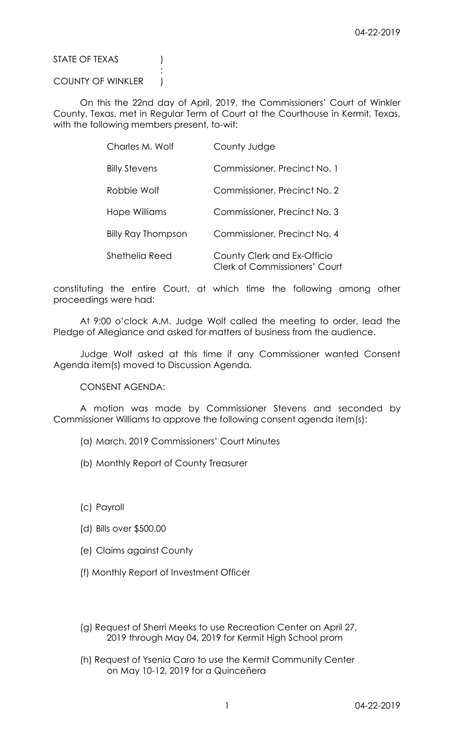STATE OF TEXAS )
:
COUNTY OF WINKLER )

On this the 22nd day of April, 2019, the Commissioners' Court of Winkler County, Texas, met in Regular Term of Court at the Courthouse in Kermit, Texas, with the following members present, to-wit:

| | |
|---|---|
| Charles M. Wolf | County Judge |
| Billy Stevens | Commissioner, Precinct No. 1 |
| Robbie Wolf | Commissioner, Precinct No. 2 |
| Hope Williams | Commissioner, Precinct No. 3 |
| Billy Ray Thompson | Commissioner, Precinct No. 4 |
| Shethelia Reed | County Clerk and Ex-Officio Clerk of Commissioners' Court |

constituting the entire Court, at which time the following among other proceedings were had:

At 9:00 o'clock A.M. Judge Wolf called the meeting to order, lead the Pledge of Allegiance and asked for matters of business from the audience.

Judge Wolf asked at this time if any Commissioner wanted Consent Agenda item(s) moved to Discussion Agenda.

CONSENT AGENDA:

A motion was made by Commissioner Stevens and seconded by Commissioner Williams to approve the following consent agenda item(s):

(a) March, 2019 Commissioners' Court Minutes

(b) Monthly Report of County Treasurer

(c) Payroll

(d) Bills over $500.00

(e) Claims against County

(f) Monthly Report of Investment Officer

(g) Request of Sherri Meeks to use Recreation Center on April 27, 2019 through May 04, 2019 for Kermit High School prom

(h) Request of Ysenia Caro to use the Kermit Community Center on May 10-12, 2019 for a Quinceñera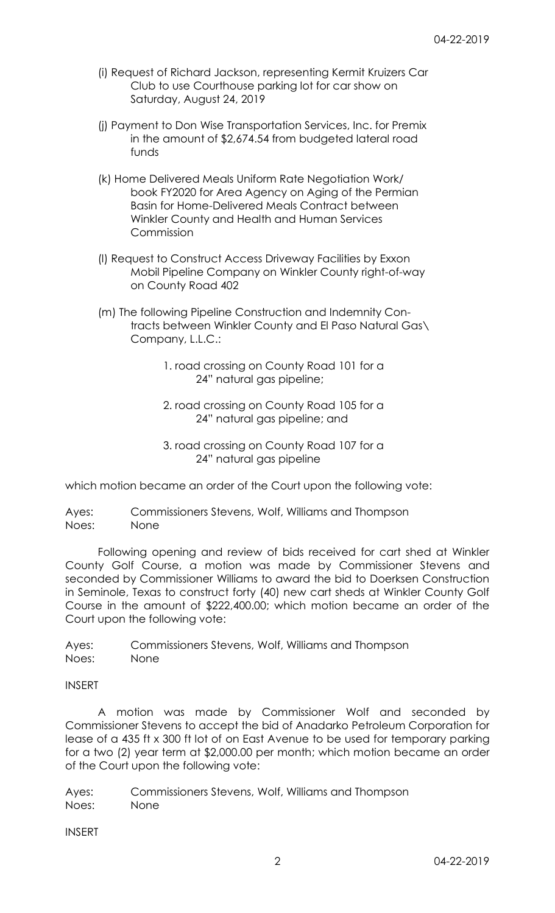(i) Request of Richard Jackson, representing Kermit Kruizers Car Club to use Courthouse parking lot for car show on Saturday, August 24, 2019

(j) Payment to Don Wise Transportation Services, Inc. for Premix in the amount of $2,674.54 from budgeted lateral road funds

(k) Home Delivered Meals Uniform Rate Negotiation Work/book FY2020 for Area Agency on Aging of the Permian Basin for Home-Delivered Meals Contract between Winkler County and Health and Human Services Commission

(l) Request to Construct Access Driveway Facilities by Exxon Mobil Pipeline Company on Winkler County right-of-way on County Road 402

(m) The following Pipeline Construction and Indemnity Contracts between Winkler County and El Paso Natural Gas\ Company, L.L.C.:

1. road crossing on County Road 101 for a 24" natural gas pipeline;

2. road crossing on County Road 105 for a 24" natural gas pipeline; and

3. road crossing on County Road 107 for a 24" natural gas pipeline

which motion became an order of the Court upon the following vote:

Ayes: Commissioners Stevens, Wolf, Williams and Thompson
Noes: None

Following opening and review of bids received for cart shed at Winkler County Golf Course, a motion was made by Commissioner Stevens and seconded by Commissioner Williams to award the bid to Doerksen Construction in Seminole, Texas to construct forty (40) new cart sheds at Winkler County Golf Course in the amount of $222,400.00; which motion became an order of the Court upon the following vote:

Ayes: Commissioners Stevens, Wolf, Williams and Thompson
Noes: None

INSERT

A motion was made by Commissioner Wolf and seconded by Commissioner Stevens to accept the bid of Anadarko Petroleum Corporation for lease of a 435 ft x 300 ft lot of on East Avenue to be used for temporary parking for a two (2) year term at $2,000.00 per month; which motion became an order of the Court upon the following vote:

Ayes: Commissioners Stevens, Wolf, Williams and Thompson
Noes: None

INSERT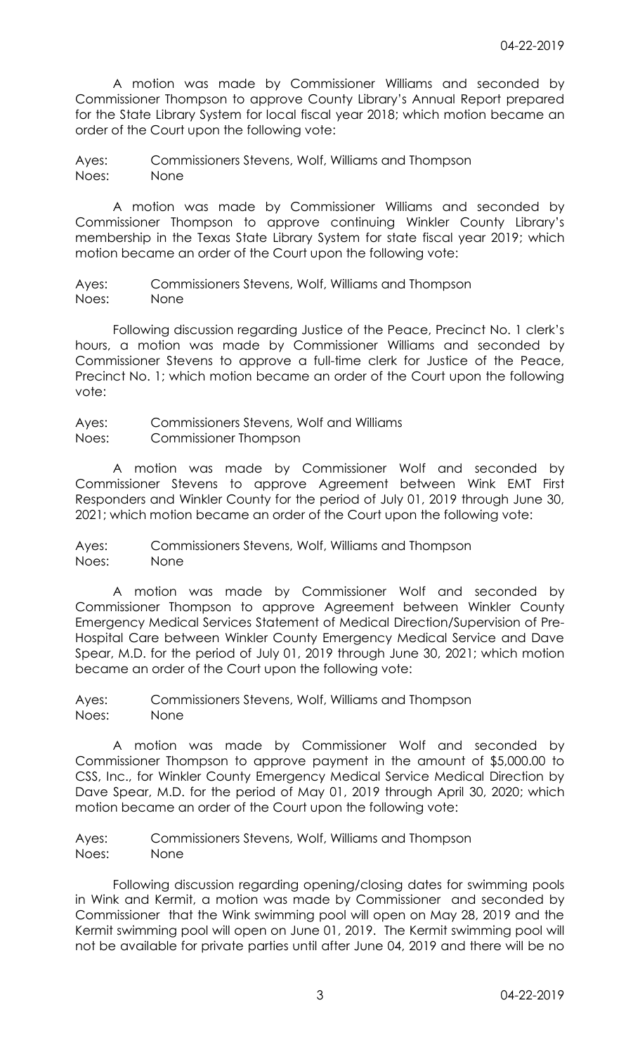A motion was made by Commissioner Williams and seconded by Commissioner Thompson to approve County Library's Annual Report prepared for the State Library System for local fiscal year 2018; which motion became an order of the Court upon the following vote:

Ayes: Commissioners Stevens, Wolf, Williams and Thompson
Noes: None

A motion was made by Commissioner Williams and seconded by Commissioner Thompson to approve continuing Winkler County Library's membership in the Texas State Library System for state fiscal year 2019; which motion became an order of the Court upon the following vote:

Ayes: Commissioners Stevens, Wolf, Williams and Thompson
Noes: None

Following discussion regarding Justice of the Peace, Precinct No. 1 clerk's hours, a motion was made by Commissioner Williams and seconded by Commissioner Stevens to approve a full-time clerk for Justice of the Peace, Precinct No. 1; which motion became an order of the Court upon the following vote:

Ayes: Commissioners Stevens, Wolf and Williams
Noes: Commissioner Thompson

A motion was made by Commissioner Wolf and seconded by Commissioner Stevens to approve Agreement between Wink EMT First Responders and Winkler County for the period of July 01, 2019 through June 30, 2021; which motion became an order of the Court upon the following vote:

Ayes: Commissioners Stevens, Wolf, Williams and Thompson
Noes: None

A motion was made by Commissioner Wolf and seconded by Commissioner Thompson to approve Agreement between Winkler County Emergency Medical Services Statement of Medical Direction/Supervision of Pre-Hospital Care between Winkler County Emergency Medical Service and Dave Spear, M.D. for the period of July 01, 2019 through June 30, 2021; which motion became an order of the Court upon the following vote:

Ayes: Commissioners Stevens, Wolf, Williams and Thompson
Noes: None

A motion was made by Commissioner Wolf and seconded by Commissioner Thompson to approve payment in the amount of $5,000.00 to CSS, Inc., for Winkler County Emergency Medical Service Medical Direction by Dave Spear, M.D. for the period of May 01, 2019 through April 30, 2020; which motion became an order of the Court upon the following vote:

Ayes: Commissioners Stevens, Wolf, Williams and Thompson
Noes: None

Following discussion regarding opening/closing dates for swimming pools in Wink and Kermit, a motion was made by Commissioner and seconded by Commissioner that the Wink swimming pool will open on May 28, 2019 and the Kermit swimming pool will open on June 01, 2019. The Kermit swimming pool will not be available for private parties until after June 04, 2019 and there will be no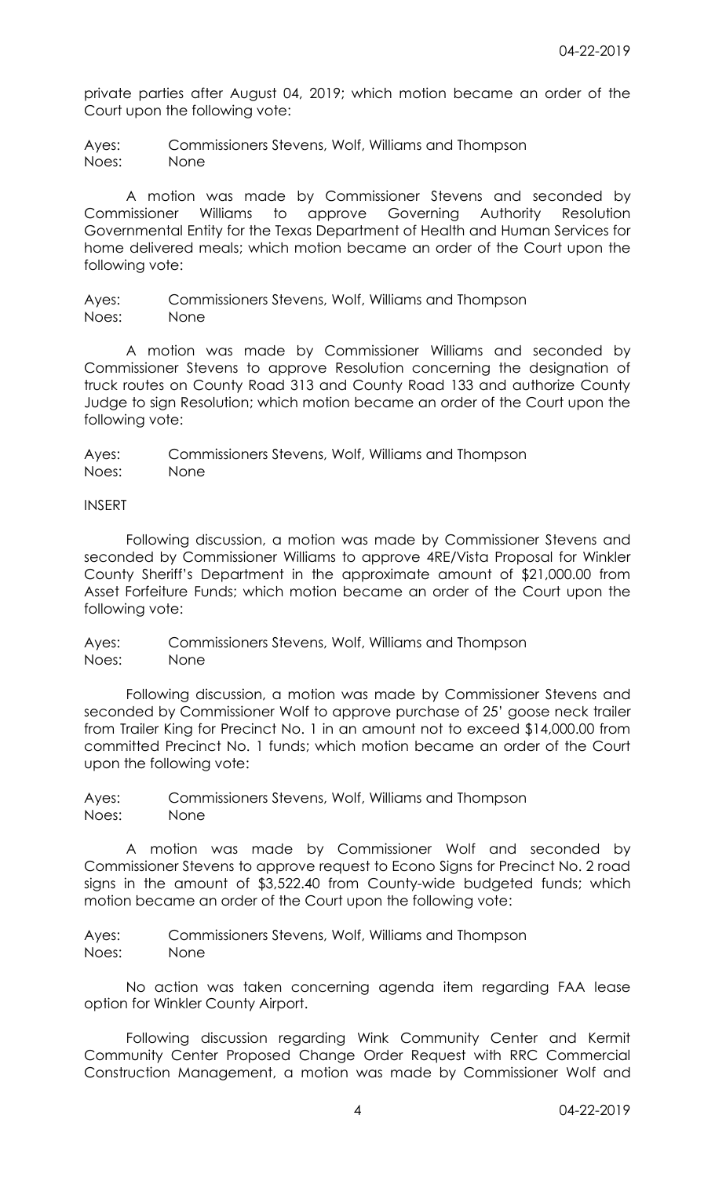private parties after August 04, 2019; which motion became an order of the Court upon the following vote:

Ayes: Commissioners Stevens, Wolf, Williams and Thompson
Noes: None

A motion was made by Commissioner Stevens and seconded by Commissioner Williams to approve Governing Authority Resolution Governmental Entity for the Texas Department of Health and Human Services for home delivered meals; which motion became an order of the Court upon the following vote:

Ayes: Commissioners Stevens, Wolf, Williams and Thompson
Noes: None

A motion was made by Commissioner Williams and seconded by Commissioner Stevens to approve Resolution concerning the designation of truck routes on County Road 313 and County Road 133 and authorize County Judge to sign Resolution; which motion became an order of the Court upon the following vote:

Ayes: Commissioners Stevens, Wolf, Williams and Thompson
Noes: None

INSERT

Following discussion, a motion was made by Commissioner Stevens and seconded by Commissioner Williams to approve 4RE/Vista Proposal for Winkler County Sheriff's Department in the approximate amount of $21,000.00 from Asset Forfeiture Funds; which motion became an order of the Court upon the following vote:

Ayes: Commissioners Stevens, Wolf, Williams and Thompson
Noes: None

Following discussion, a motion was made by Commissioner Stevens and seconded by Commissioner Wolf to approve purchase of 25' goose neck trailer from Trailer King for Precinct No. 1 in an amount not to exceed $14,000.00 from committed Precinct No. 1 funds; which motion became an order of the Court upon the following vote:

Ayes: Commissioners Stevens, Wolf, Williams and Thompson
Noes: None

A motion was made by Commissioner Wolf and seconded by Commissioner Stevens to approve request to Econo Signs for Precinct No. 2 road signs in the amount of $3,522.40 from County-wide budgeted funds; which motion became an order of the Court upon the following vote:

Ayes: Commissioners Stevens, Wolf, Williams and Thompson
Noes: None

No action was taken concerning agenda item regarding FAA lease option for Winkler County Airport.

Following discussion regarding Wink Community Center and Kermit Community Center Proposed Change Order Request with RRC Commercial Construction Management, a motion was made by Commissioner Wolf and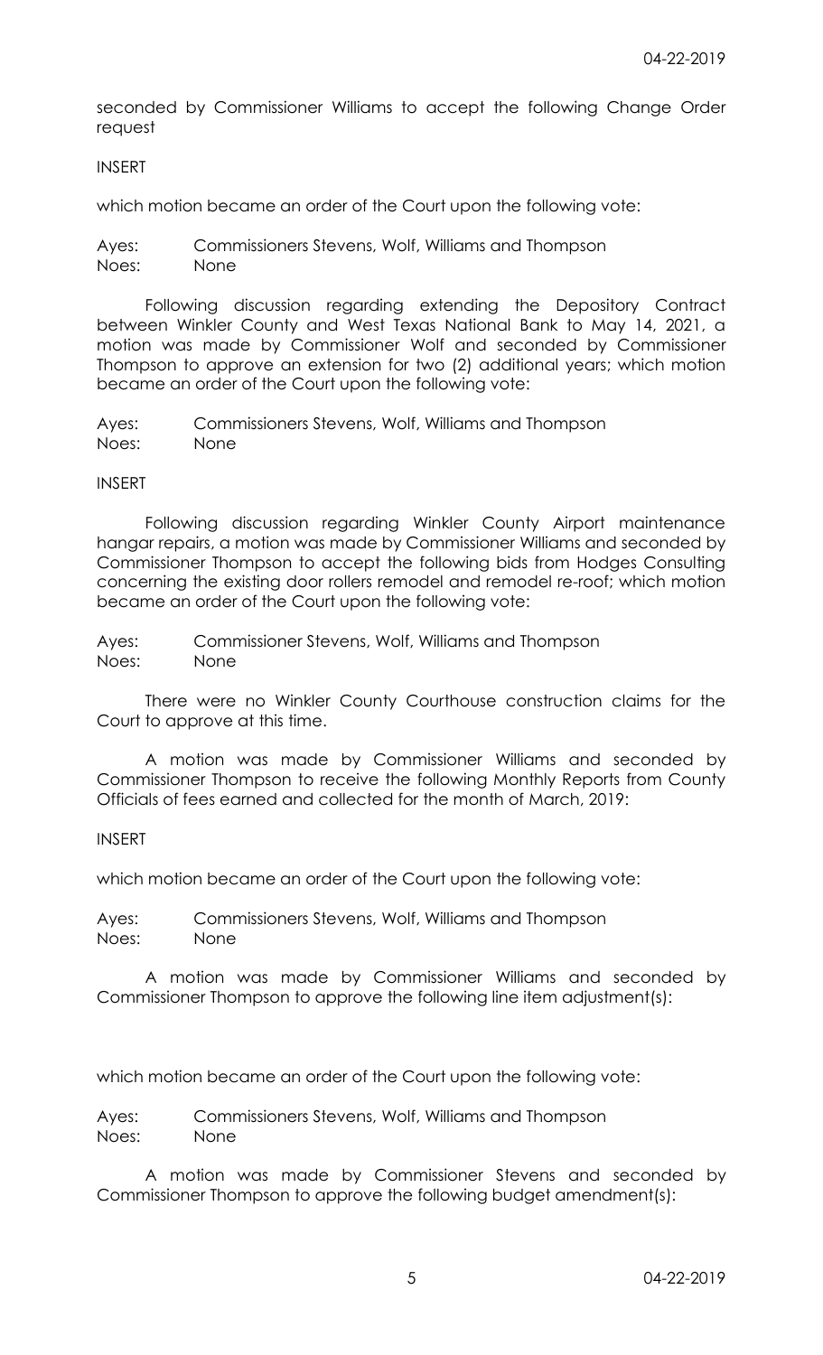seconded by Commissioner Williams to accept the following Change Order request

INSERT

which motion became an order of the Court upon the following vote:

Ayes: Commissioners Stevens, Wolf, Williams and Thompson
Noes: None

Following discussion regarding extending the Depository Contract between Winkler County and West Texas National Bank to May 14, 2021, a motion was made by Commissioner Wolf and seconded by Commissioner Thompson to approve an extension for two (2) additional years; which motion became an order of the Court upon the following vote:

Ayes: Commissioners Stevens, Wolf, Williams and Thompson
Noes: None

INSERT

Following discussion regarding Winkler County Airport maintenance hangar repairs, a motion was made by Commissioner Williams and seconded by Commissioner Thompson to accept the following bids from Hodges Consulting concerning the existing door rollers remodel and remodel re-roof; which motion became an order of the Court upon the following vote:

Ayes: Commissioner Stevens, Wolf, Williams and Thompson
Noes: None

There were no Winkler County Courthouse construction claims for the Court to approve at this time.

A motion was made by Commissioner Williams and seconded by Commissioner Thompson to receive the following Monthly Reports from County Officials of fees earned and collected for the month of March, 2019:

INSERT

which motion became an order of the Court upon the following vote:

Ayes: Commissioners Stevens, Wolf, Williams and Thompson
Noes: None

A motion was made by Commissioner Williams and seconded by Commissioner Thompson to approve the following line item adjustment(s):

which motion became an order of the Court upon the following vote:

Ayes: Commissioners Stevens, Wolf, Williams and Thompson
Noes: None

A motion was made by Commissioner Stevens and seconded by Commissioner Thompson to approve the following budget amendment(s):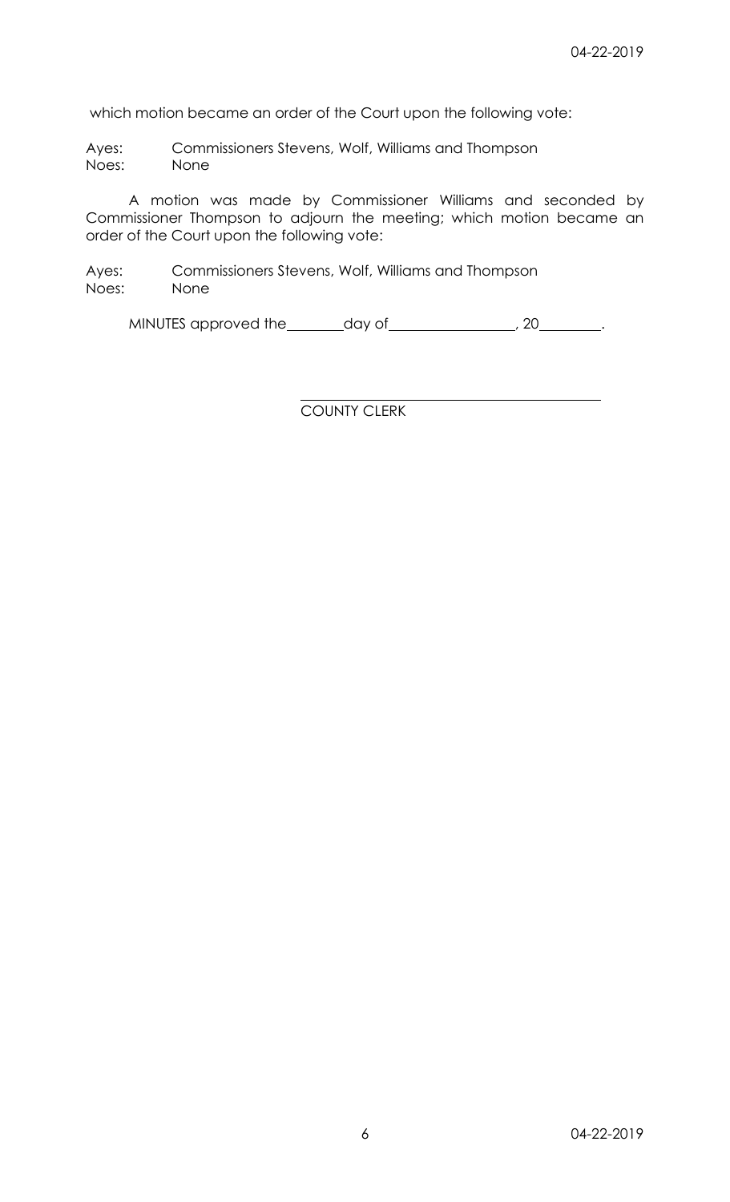which motion became an order of the Court upon the following vote:

Ayes: Commissioners Stevens, Wolf, Williams and Thompson
Noes: None

A motion was made by Commissioner Williams and seconded by Commissioner Thompson to adjourn the meeting; which motion became an order of the Court upon the following vote:

Ayes: Commissioners Stevens, Wolf, Williams and Thompson
Noes: None

MINUTES approved the ________ day of ________________, 20________.

______________________________________

COUNTY CLERK